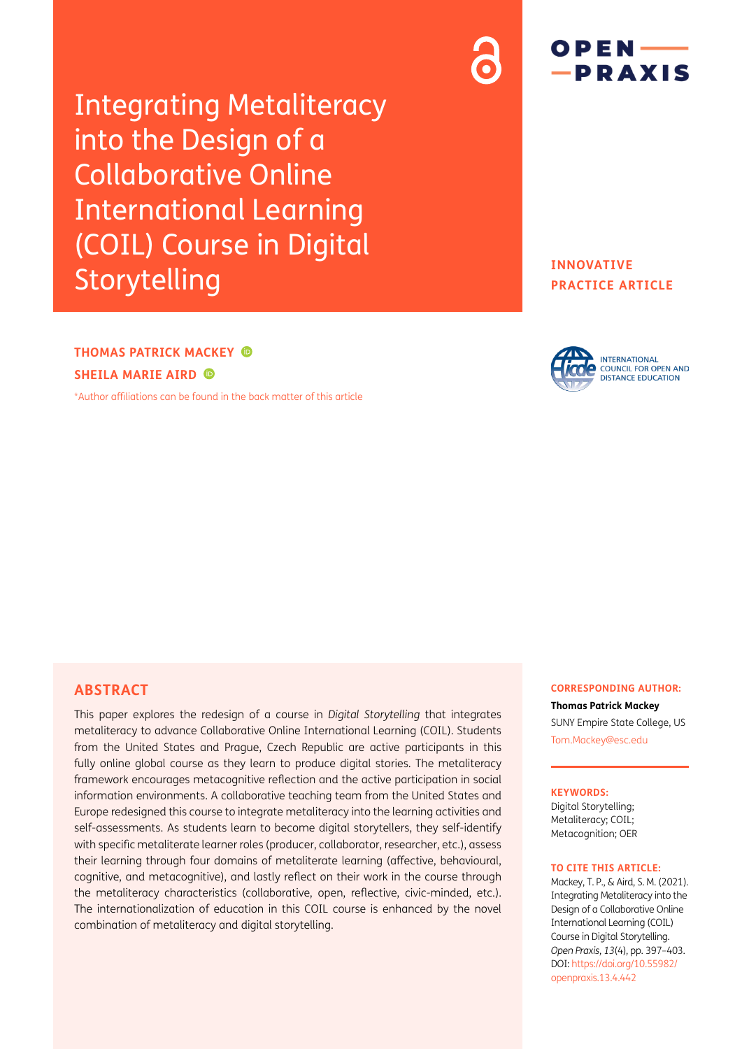# Integrating Metaliteracy into the Design of a Collaborative Online International Learning (COIL) Course in Digital Storytelling

**INNOVATIVE PRACTICE ARTICLE**

**THOMAS PATRICK MACKEY**

**SHEILA MARIE AIRD**

*Author affiliations can be found in the back matter of this article

## ABSTRACT

This paper explores the redesign of a course in *Digital Storytelling* that integrates metaliteracy to advance Collaborative Online International Learning (COIL). Students from the United States and Prague, Czech Republic are active participants in this fully online global course as they learn to produce digital stories. The metaliteracy framework encourages metacognitive reflection and the active participation in social information environments. A collaborative teaching team from the United States and Europe redesigned this course to integrate metaliteracy into the learning activities and self-assessments. As students learn to become digital storytellers, they self-identify with specific metaliterate learner roles (producer, collaborator, researcher, etc.), assess their learning through four domains of metaliterate learning (affective, behavioural, cognitive, and metacognitive), and lastly reflect on their work in the course through the metaliteracy characteristics (collaborative, open, reflective, civic-minded, etc.). The internationalization of education in this COIL course is enhanced by the novel combination of metaliteracy and digital storytelling.

**CORRESPONDING AUTHOR:**

**Thomas Patrick Mackey**

SUNY Empire State College, US

Tom.Mackey@esc.edu

**KEYWORDS:**

Digital Storytelling; Metaliteracy; COIL; Metacognition; OER

**TO CITE THIS ARTICLE:**

Mackey, T. P., & Aird, S. M. (2021). Integrating Metaliteracy into the Design of a Collaborative Online International Learning (COIL) Course in Digital Storytelling. *Open Praxis*, *13*(4), pp. 397–403. DOI: https://doi.org/10.55982/openpraxis.13.4.442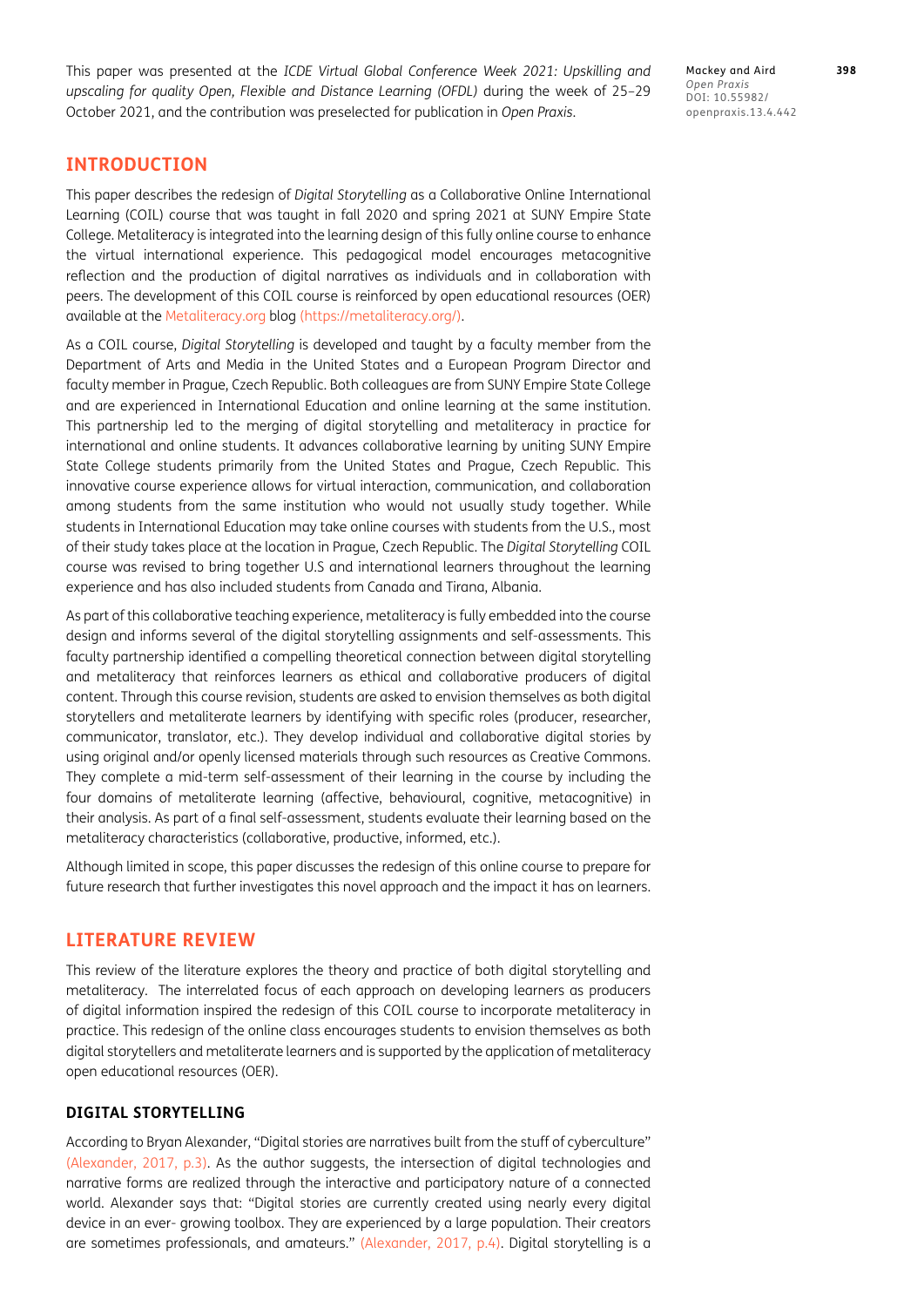This paper was presented at the *ICDE Virtual Global Conference Week 2021: Upskilling and upscaling for quality Open, Flexible and Distance Learning (OFDL)* during the week of 25–29 October 2021, and the contribution was preselected for publication in *Open Praxis*.

## INTRODUCTION

This paper describes the redesign of *Digital Storytelling* as a Collaborative Online International Learning (COIL) course that was taught in fall 2020 and spring 2021 at SUNY Empire State College. Metaliteracy is integrated into the learning design of this fully online course to enhance the virtual international experience. This pedagogical model encourages metacognitive reflection and the production of digital narratives as individuals and in collaboration with peers. The development of this COIL course is reinforced by open educational resources (OER) available at the Metaliteracy.org blog (https://metaliteracy.org/).

As a COIL course, *Digital Storytelling* is developed and taught by a faculty member from the Department of Arts and Media in the United States and a European Program Director and faculty member in Prague, Czech Republic. Both colleagues are from SUNY Empire State College and are experienced in International Education and online learning at the same institution. This partnership led to the merging of digital storytelling and metaliteracy in practice for international and online students. It advances collaborative learning by uniting SUNY Empire State College students primarily from the United States and Prague, Czech Republic. This innovative course experience allows for virtual interaction, communication, and collaboration among students from the same institution who would not usually study together. While students in International Education may take online courses with students from the U.S., most of their study takes place at the location in Prague, Czech Republic. The *Digital Storytelling* COIL course was revised to bring together U.S and international learners throughout the learning experience and has also included students from Canada and Tirana, Albania.

As part of this collaborative teaching experience, metaliteracy is fully embedded into the course design and informs several of the digital storytelling assignments and self-assessments. This faculty partnership identified a compelling theoretical connection between digital storytelling and metaliteracy that reinforces learners as ethical and collaborative producers of digital content. Through this course revision, students are asked to envision themselves as both digital storytellers and metaliterate learners by identifying with specific roles (producer, researcher, communicator, translator, etc.). They develop individual and collaborative digital stories by using original and/or openly licensed materials through such resources as Creative Commons. They complete a mid-term self-assessment of their learning in the course by including the four domains of metaliterate learning (affective, behavioural, cognitive, metacognitive) in their analysis. As part of a final self-assessment, students evaluate their learning based on the metaliteracy characteristics (collaborative, productive, informed, etc.).

Although limited in scope, this paper discusses the redesign of this online course to prepare for future research that further investigates this novel approach and the impact it has on learners.

## LITERATURE REVIEW

This review of the literature explores the theory and practice of both digital storytelling and metaliteracy. The interrelated focus of each approach on developing learners as producers of digital information inspired the redesign of this COIL course to incorporate metaliteracy in practice. This redesign of the online class encourages students to envision themselves as both digital storytellers and metaliterate learners and is supported by the application of metaliteracy open educational resources (OER).

### DIGITAL STORYTELLING

According to Bryan Alexander, "Digital stories are narratives built from the stuff of cyberculture" (Alexander, 2017, p.3). As the author suggests, the intersection of digital technologies and narrative forms are realized through the interactive and participatory nature of a connected world. Alexander says that: "Digital stories are currently created using nearly every digital device in an ever- growing toolbox. They are experienced by a large population. Their creators are sometimes professionals, and amateurs." (Alexander, 2017, p.4). Digital storytelling is a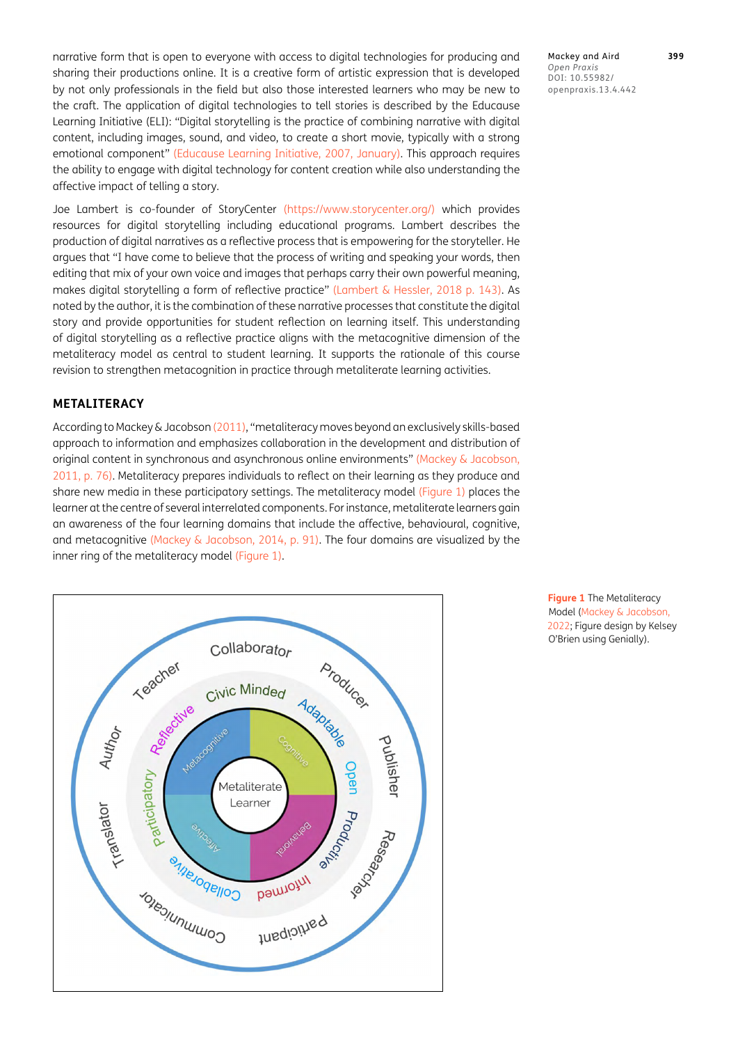narrative form that is open to everyone with access to digital technologies for producing and sharing their productions online. It is a creative form of artistic expression that is developed by not only professionals in the field but also those interested learners who may be new to the craft. The application of digital technologies to tell stories is described by the Educause Learning Initiative (ELI): "Digital storytelling is the practice of combining narrative with digital content, including images, sound, and video, to create a short movie, typically with a strong emotional component" (Educause Learning Initiative, 2007, January). This approach requires the ability to engage with digital technology for content creation while also understanding the affective impact of telling a story.

Joe Lambert is co-founder of StoryCenter (https://www.storycenter.org/) which provides resources for digital storytelling including educational programs. Lambert describes the production of digital narratives as a reflective process that is empowering for the storyteller. He argues that "I have come to believe that the process of writing and speaking your words, then editing that mix of your own voice and images that perhaps carry their own powerful meaning, makes digital storytelling a form of reflective practice" (Lambert & Hessler, 2018 p. 143). As noted by the author, it is the combination of these narrative processes that constitute the digital story and provide opportunities for student reflection on learning itself. This understanding of digital storytelling as a reflective practice aligns with the metacognitive dimension of the metaliteracy model as central to student learning. It supports the rationale of this course revision to strengthen metacognition in practice through metaliterate learning activities.

## METALITERACY

According to Mackey & Jacobson (2011), "metaliteracy moves beyond an exclusively skills-based approach to information and emphasizes collaboration in the development and distribution of original content in synchronous and asynchronous online environments" (Mackey & Jacobson, 2011, p. 76). Metaliteracy prepares individuals to reflect on their learning as they produce and share new media in these participatory settings. The metaliteracy model (Figure 1) places the learner at the centre of several interrelated components. For instance, metaliterate learners gain an awareness of the four learning domains that include the affective, behavioural, cognitive, and metacognitive (Mackey & Jacobson, 2014, p. 91). The four domains are visualized by the inner ring of the metaliteracy model (Figure 1).

**Figure 1** The Metaliteracy Model (Mackey & Jacobson, 2022; Figure design by Kelsey O'Brien using Genially).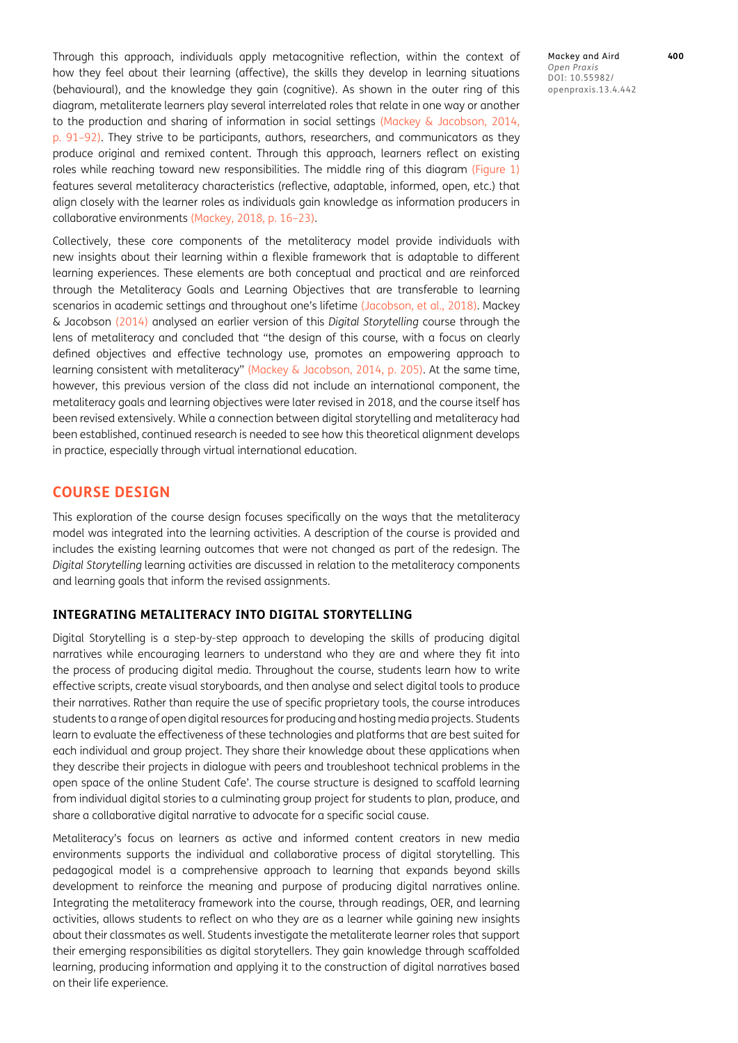Through this approach, individuals apply metacognitive reflection, within the context of how they feel about their learning (affective), the skills they develop in learning situations (behavioural), and the knowledge they gain (cognitive). As shown in the outer ring of this diagram, metaliterate learners play several interrelated roles that relate in one way or another to the production and sharing of information in social settings (Mackey & Jacobson, 2014, p. 91–92). They strive to be participants, authors, researchers, and communicators as they produce original and remixed content. Through this approach, learners reflect on existing roles while reaching toward new responsibilities. The middle ring of this diagram (Figure 1) features several metaliteracy characteristics (reflective, adaptable, informed, open, etc.) that align closely with the learner roles as individuals gain knowledge as information producers in collaborative environments (Mackey, 2018, p. 16–23).

Collectively, these core components of the metaliteracy model provide individuals with new insights about their learning within a flexible framework that is adaptable to different learning experiences. These elements are both conceptual and practical and are reinforced through the Metaliteracy Goals and Learning Objectives that are transferable to learning scenarios in academic settings and throughout one's lifetime (Jacobson, et al., 2018). Mackey & Jacobson (2014) analysed an earlier version of this *Digital Storytelling* course through the lens of metaliteracy and concluded that "the design of this course, with a focus on clearly defined objectives and effective technology use, promotes an empowering approach to learning consistent with metaliteracy" (Mackey & Jacobson, 2014, p. 205). At the same time, however, this previous version of the class did not include an international component, the metaliteracy goals and learning objectives were later revised in 2018, and the course itself has been revised extensively. While a connection between digital storytelling and metaliteracy had been established, continued research is needed to see how this theoretical alignment develops in practice, especially through virtual international education.

## COURSE DESIGN

This exploration of the course design focuses specifically on the ways that the metaliteracy model was integrated into the learning activities. A description of the course is provided and includes the existing learning outcomes that were not changed as part of the redesign. The *Digital Storytelling* learning activities are discussed in relation to the metaliteracy components and learning goals that inform the revised assignments.

### INTEGRATING METALITERACY INTO DIGITAL STORYTELLING

Digital Storytelling is a step-by-step approach to developing the skills of producing digital narratives while encouraging learners to understand who they are and where they fit into the process of producing digital media. Throughout the course, students learn how to write effective scripts, create visual storyboards, and then analyse and select digital tools to produce their narratives. Rather than require the use of specific proprietary tools, the course introduces students to a range of open digital resources for producing and hosting media projects. Students learn to evaluate the effectiveness of these technologies and platforms that are best suited for each individual and group project. They share their knowledge about these applications when they describe their projects in dialogue with peers and troubleshoot technical problems in the open space of the online Student Cafe'. The course structure is designed to scaffold learning from individual digital stories to a culminating group project for students to plan, produce, and share a collaborative digital narrative to advocate for a specific social cause.

Metaliteracy's focus on learners as active and informed content creators in new media environments supports the individual and collaborative process of digital storytelling. This pedagogical model is a comprehensive approach to learning that expands beyond skills development to reinforce the meaning and purpose of producing digital narratives online. Integrating the metaliteracy framework into the course, through readings, OER, and learning activities, allows students to reflect on who they are as a learner while gaining new insights about their classmates as well. Students investigate the metaliterate learner roles that support their emerging responsibilities as digital storytellers. They gain knowledge through scaffolded learning, producing information and applying it to the construction of digital narratives based on their life experience.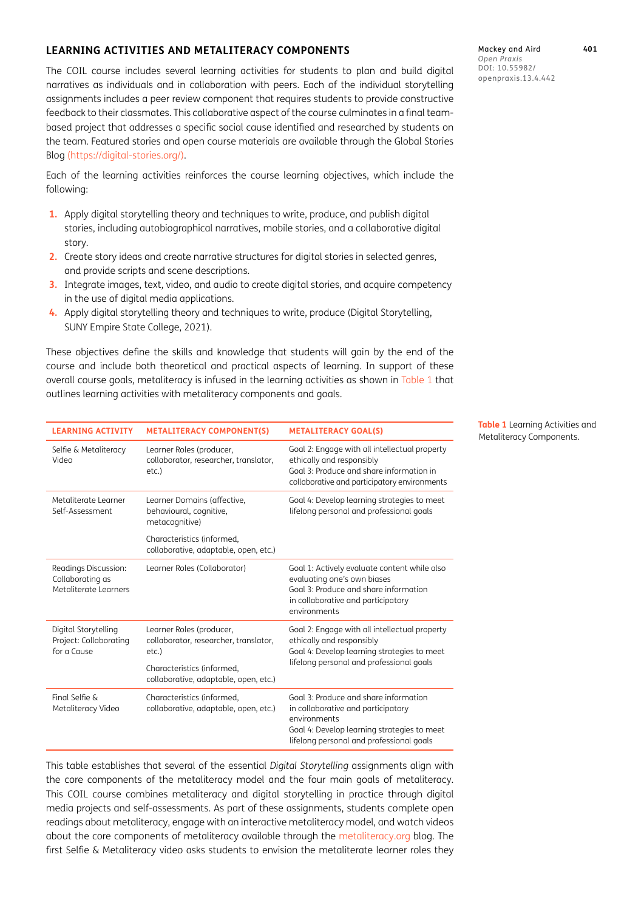## LEARNING ACTIVITIES AND METALITERACY COMPONENTS

The COIL course includes several learning activities for students to plan and build digital narratives as individuals and in collaboration with peers. Each of the individual storytelling assignments includes a peer review component that requires students to provide constructive feedback to their classmates. This collaborative aspect of the course culminates in a final team-based project that addresses a specific social cause identified and researched by students on the team. Featured stories and open course materials are available through the Global Stories Blog (https://digital-stories.org/).

Each of the learning activities reinforces the course learning objectives, which include the following:

1. Apply digital storytelling theory and techniques to write, produce, and publish digital stories, including autobiographical narratives, mobile stories, and a collaborative digital story.
2. Create story ideas and create narrative structures for digital stories in selected genres, and provide scripts and scene descriptions.
3. Integrate images, text, video, and audio to create digital stories, and acquire competency in the use of digital media applications.
4. Apply digital storytelling theory and techniques to write, produce (Digital Storytelling, SUNY Empire State College, 2021).

These objectives define the skills and knowledge that students will gain by the end of the course and include both theoretical and practical aspects of learning. In support of these overall course goals, metaliteracy is infused in the learning activities as shown in Table 1 that outlines learning activities with metaliteracy components and goals.

| LEARNING ACTIVITY | METALITERACY COMPONENT(S) | METALITERACY GOAL(S) |
|---|---|---|
| Selfie & Metaliteracy Video | Learner Roles (producer, collaborator, researcher, translator, etc.) | Goal 2: Engage with all intellectual property ethically and responsibly<br>Goal 3: Produce and share information in collaborative and participatory environments |
| Metaliterate Learner Self-Assessment | Learner Domains (affective, behavioural, cognitive, metacognitive)<br><br>Characteristics (informed, collaborative, adaptable, open, etc.) | Goal 4: Develop learning strategies to meet lifelong personal and professional goals |
| Readings Discussion: Collaborating as Metaliterate Learners | Learner Roles (Collaborator) | Goal 1: Actively evaluate content while also evaluating one's own biases<br>Goal 3: Produce and share information in collaborative and participatory environments |
| Digital Storytelling Project: Collaborating for a Cause | Learner Roles (producer, collaborator, researcher, translator, etc.)<br><br>Characteristics (informed, collaborative, adaptable, open, etc.) | Goal 2: Engage with all intellectual property ethically and responsibly<br>Goal 4: Develop learning strategies to meet lifelong personal and professional goals |
| Final Selfie & Metaliteracy Video | Characteristics (informed, collaborative, adaptable, open, etc.) | Goal 3: Produce and share information in collaborative and participatory environments<br>Goal 4: Develop learning strategies to meet lifelong personal and professional goals |

**Table 1** Learning Activities and Metaliteracy Components.

This table establishes that several of the essential *Digital Storytelling* assignments align with the core components of the metaliteracy model and the four main goals of metaliteracy. This COIL course combines metaliteracy and digital storytelling in practice through digital media projects and self-assessments. As part of these assignments, students complete open readings about metaliteracy, engage with an interactive metaliteracy model, and watch videos about the core components of metaliteracy available through the metaliteracy.org blog. The first Selfie & Metaliteracy video asks students to envision the metaliterate learner roles they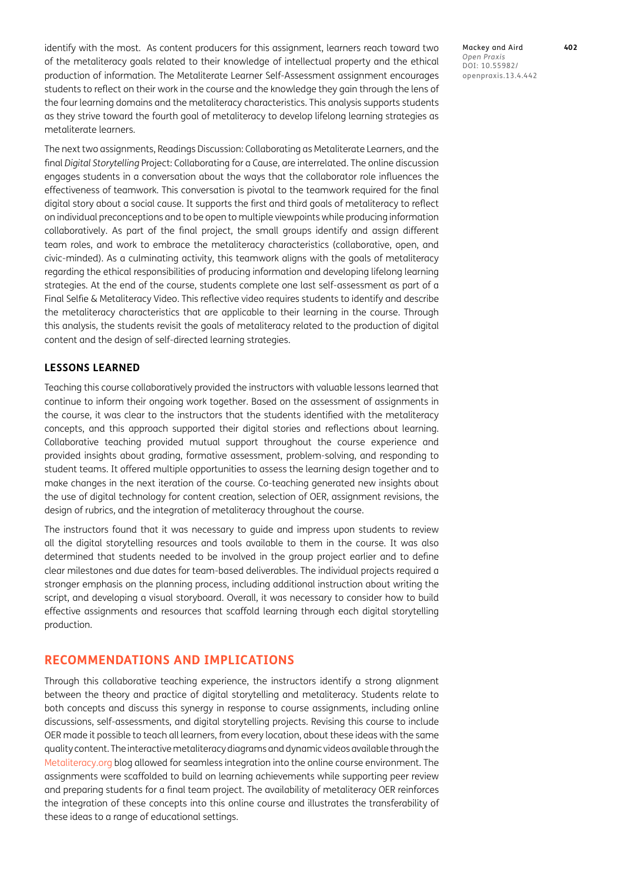identify with the most. As content producers for this assignment, learners reach toward two of the metaliteracy goals related to their knowledge of intellectual property and the ethical production of information. The Metaliterate Learner Self-Assessment assignment encourages students to reflect on their work in the course and the knowledge they gain through the lens of the four learning domains and the metaliteracy characteristics. This analysis supports students as they strive toward the fourth goal of metaliteracy to develop lifelong learning strategies as metaliterate learners.

The next two assignments, Readings Discussion: Collaborating as Metaliterate Learners, and the final *Digital Storytelling* Project: Collaborating for a Cause, are interrelated. The online discussion engages students in a conversation about the ways that the collaborator role influences the effectiveness of teamwork. This conversation is pivotal to the teamwork required for the final digital story about a social cause. It supports the first and third goals of metaliteracy to reflect on individual preconceptions and to be open to multiple viewpoints while producing information collaboratively. As part of the final project, the small groups identify and assign different team roles, and work to embrace the metaliteracy characteristics (collaborative, open, and civic-minded). As a culminating activity, this teamwork aligns with the goals of metaliteracy regarding the ethical responsibilities of producing information and developing lifelong learning strategies. At the end of the course, students complete one last self-assessment as part of a Final Selfie & Metaliteracy Video. This reflective video requires students to identify and describe the metaliteracy characteristics that are applicable to their learning in the course. Through this analysis, the students revisit the goals of metaliteracy related to the production of digital content and the design of self-directed learning strategies.

### LESSONS LEARNED

Teaching this course collaboratively provided the instructors with valuable lessons learned that continue to inform their ongoing work together. Based on the assessment of assignments in the course, it was clear to the instructors that the students identified with the metaliteracy concepts, and this approach supported their digital stories and reflections about learning. Collaborative teaching provided mutual support throughout the course experience and provided insights about grading, formative assessment, problem-solving, and responding to student teams. It offered multiple opportunities to assess the learning design together and to make changes in the next iteration of the course. Co-teaching generated new insights about the use of digital technology for content creation, selection of OER, assignment revisions, the design of rubrics, and the integration of metaliteracy throughout the course.

The instructors found that it was necessary to guide and impress upon students to review all the digital storytelling resources and tools available to them in the course. It was also determined that students needed to be involved in the group project earlier and to define clear milestones and due dates for team-based deliverables. The individual projects required a stronger emphasis on the planning process, including additional instruction about writing the script, and developing a visual storyboard. Overall, it was necessary to consider how to build effective assignments and resources that scaffold learning through each digital storytelling production.

## RECOMMENDATIONS AND IMPLICATIONS

Through this collaborative teaching experience, the instructors identify a strong alignment between the theory and practice of digital storytelling and metaliteracy. Students relate to both concepts and discuss this synergy in response to course assignments, including online discussions, self-assessments, and digital storytelling projects. Revising this course to include OER made it possible to teach all learners, from every location, about these ideas with the same quality content. The interactive metaliteracy diagrams and dynamic videos available through the Metaliteracy.org blog allowed for seamless integration into the online course environment. The assignments were scaffolded to build on learning achievements while supporting peer review and preparing students for a final team project. The availability of metaliteracy OER reinforces the integration of these concepts into this online course and illustrates the transferability of these ideas to a range of educational settings.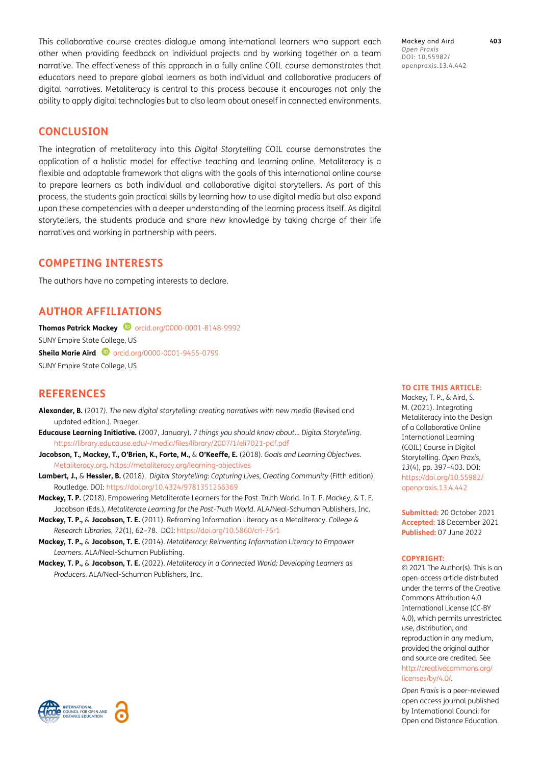This collaborative course creates dialogue among international learners who support each other when providing feedback on individual projects and by working together on a team narrative. The effectiveness of this approach in a fully online COIL course demonstrates that educators need to prepare global learners as both individual and collaborative producers of digital narratives. Metaliteracy is central to this process because it encourages not only the ability to apply digital technologies but to also learn about oneself in connected environments.

## CONCLUSION

The integration of metaliteracy into this *Digital Storytelling* COIL course demonstrates the application of a holistic model for effective teaching and learning online. Metaliteracy is a flexible and adaptable framework that aligns with the goals of this international online course to prepare learners as both individual and collaborative digital storytellers. As part of this process, the students gain practical skills by learning how to use digital media but also expand upon these competencies with a deeper understanding of the learning process itself. As digital storytellers, the students produce and share new knowledge by taking charge of their life narratives and working in partnership with peers.

## COMPETING INTERESTS

The authors have no competing interests to declare.

## AUTHOR AFFILIATIONS

**Thomas Patrick Mackey** orcid.org/0000-0001-8148-9992
SUNY Empire State College, US

**Sheila Marie Aird** orcid.org/0000-0001-9455-0799
SUNY Empire State College, US

## REFERENCES

**Alexander, B.** (2017). *The new digital storytelling: creating narratives with new media* (Revised and updated edition.). Praeger.

**Educause Learning Initiative.** (2007, January). *7 things you should know about... Digital Storytelling.* https://library.educause.edu/-/media/files/library/2007/1/eli7021-pdf.pdf

**Jacobson, T., Mackey, T., O'Brien, K., Forte, M.,** & **O'Keeffe, E.** (2018). *Goals and Learning Objectives.* Metaliteracy.org. https://metaliteracy.org/learning-objectives

**Lambert, J.,** & **Hessler, B.** (2018). *Digital Storytelling: Capturing Lives, Creating Community* (Fifth edition). Routledge. DOI: https://doi.org/10.4324/9781351266369

**Mackey, T. P.** (2018). Empowering Metaliterate Learners for the Post-Truth World. In T. P. Mackey, & T. E. Jacobson (Eds.), *Metaliterate Learning for the Post-Truth World*. ALA/Neal-Schuman Publishers, Inc.

**Mackey, T. P.,** & **Jacobson, T. E.** (2011). Reframing Information Literacy as a Metaliteracy. *College & Research Libraries*, *72*(1), 62–78. DOI: https://doi.org/10.5860/crl-76r1

**Mackey, T. P.,** & **Jacobson, T. E.** (2014). *Metaliteracy: Reinventing Information Literacy to Empower Learners*. ALA/Neal-Schuman Publishing.

**Mackey, T. P.,** & **Jacobson, T. E.** (2022). *Metaliteracy in a Connected World: Developing Learners as Producers*. ALA/Neal-Schuman Publishers, Inc.

**TO CITE THIS ARTICLE:**
Mackey, T. P., & Aird, S. M. (2021). Integrating Metaliteracy into the Design of a Collaborative Online International Learning (COIL) Course in Digital Storytelling. *Open Praxis*, *13*(4), pp. 397–403. DOI: https://doi.org/10.55982/openpraxis.13.4.442

**Submitted:** 20 October 2021
**Accepted:** 18 December 2021
**Published:** 07 June 2022

**COPYRIGHT:**
© 2021 The Author(s). This is an open-access article distributed under the terms of the Creative Commons Attribution 4.0 International License (CC-BY 4.0), which permits unrestricted use, distribution, and reproduction in any medium, provided the original author and source are credited. See http://creativecommons.org/licenses/by/4.0/.

*Open Praxis* is a peer-reviewed open access journal published by International Council for Open and Distance Education.